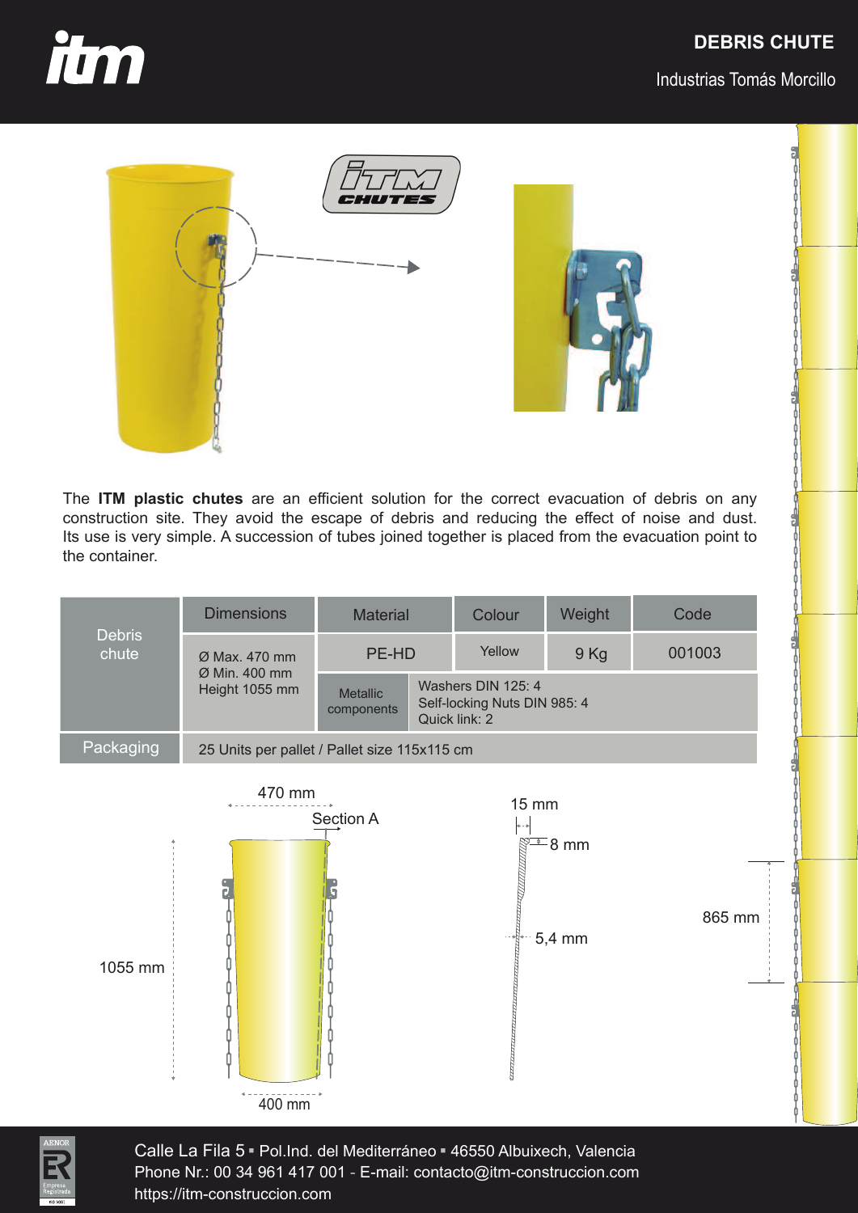# DEBRIS CHUTE

Industrias Tomás Morcillo

The **ITM plastic chutes** are an efficient solution for the correct evacuation of debris on any construction site. They avoid the escape of debris and reducing the effect of noise and dust. Its use is very simple. A succession of tubes joined together is placed from the evacuation point to the container.

| Debris chute | Dimensions | Material | | Colour | Weight | Code |
|---|---|---|---|---|---|---|
| | Ø Max. 470 mm<br>Ø Min. 400 mm<br>Height 1055 mm | PE-HD | | Yellow | 9 Kg | 001003 |
| | | Metallic components | Washers DIN 125: 4<br>Self-locking Nuts DIN 985: 4<br>Quick link: 2 | | | |
| Packaging | 25 Units per pallet / Pallet size 115x115 cm | | | | | |

470 mm

Section A

1055 mm

400 mm

15 mm

8 mm

5,4 mm

865 mm

Calle La Fila 5 ▪ Pol.Ind. del Mediterráneo ▪ 46550 Albuixech, Valencia
Phone Nr.: 00 34 961 417 001 - E-mail: contacto@itm-construccion.com
https://itm-construccion.com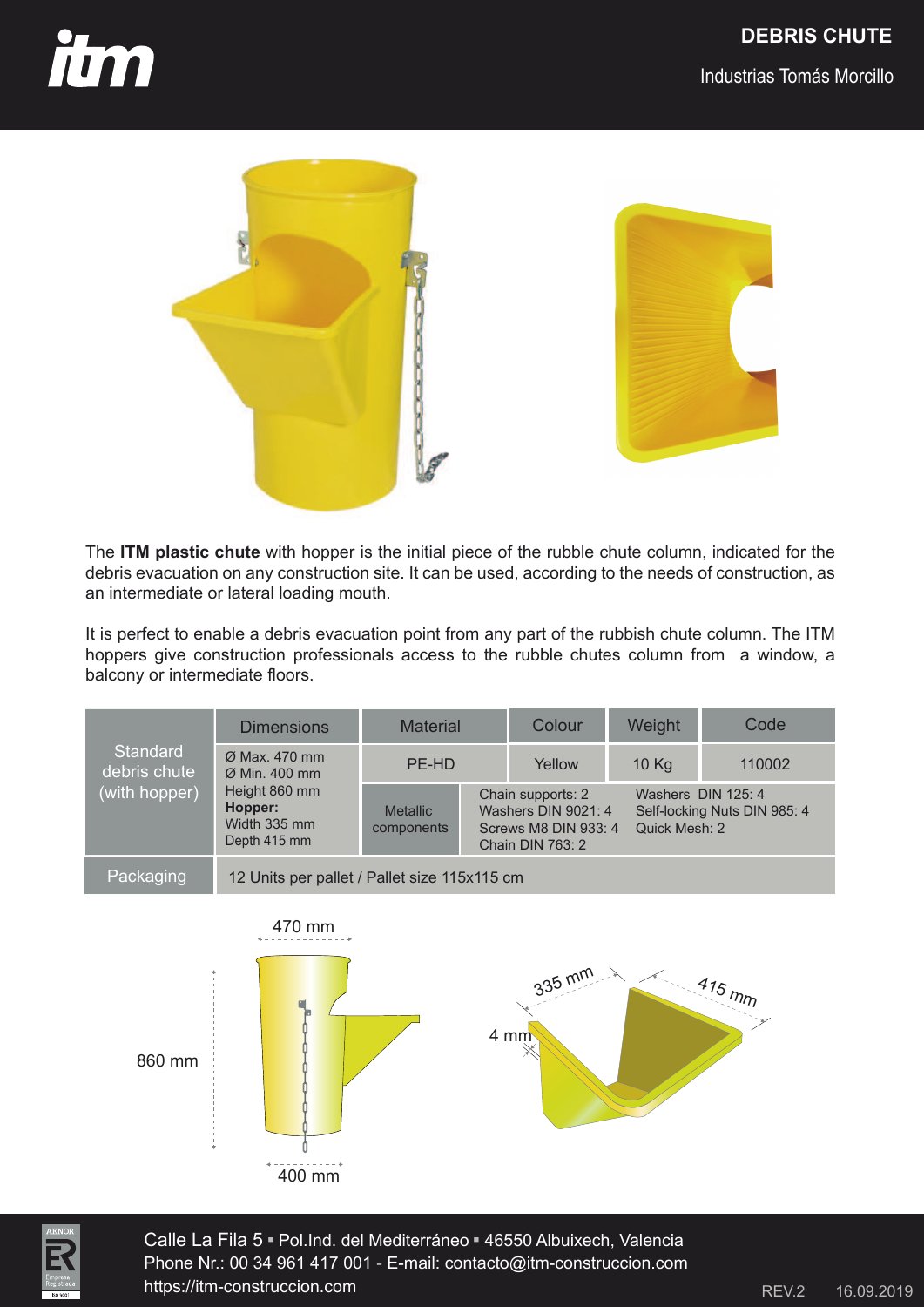# DEBRIS CHUTE

Industrias Tomás Morcillo

The **ITM plastic chute** with hopper is the initial piece of the rubble chute column, indicated for the debris evacuation on any construction site. It can be used, according to the needs of construction, as an intermediate or lateral loading mouth.

It is perfect to enable a debris evacuation point from any part of the rubbish chute column. The ITM hoppers give construction professionals access to the rubble chutes column from a window, a balcony or intermediate floors.

| Standard debris chute (with hopper) | Dimensions | Material | | Colour | Weight | Code |
|---|---|---|---|---|---|---|
| | Ø Max. 470 mm<br>Ø Min. 400 mm<br>Height 860 mm<br>**Hopper:**<br>Width 335 mm<br>Depth 415 mm | PE-HD | | Yellow | 10 Kg | 110002 |
| | | Metallic components | Chain supports: 2<br>Washers DIN 9021: 4<br>Screws M8 DIN 933: 4<br>Chain DIN 763: 2 | Washers DIN 125: 4<br>Self-locking Nuts DIN 985: 4<br>Quick Mesh: 2 | | |
| Packaging | 12 Units per pallet / Pallet size 115x115 cm | | | | | |

470 mm

860 mm

400 mm

335 mm

415 mm

4 mm

Calle La Fila 5 ▪ Pol.Ind. del Mediterráneo ▪ 46550 Albuixech, Valencia
Phone Nr.: 00 34 961 417 001 - E-mail: contacto@itm-construccion.com
https://itm-construccion.com

REV.2 16.09.2019